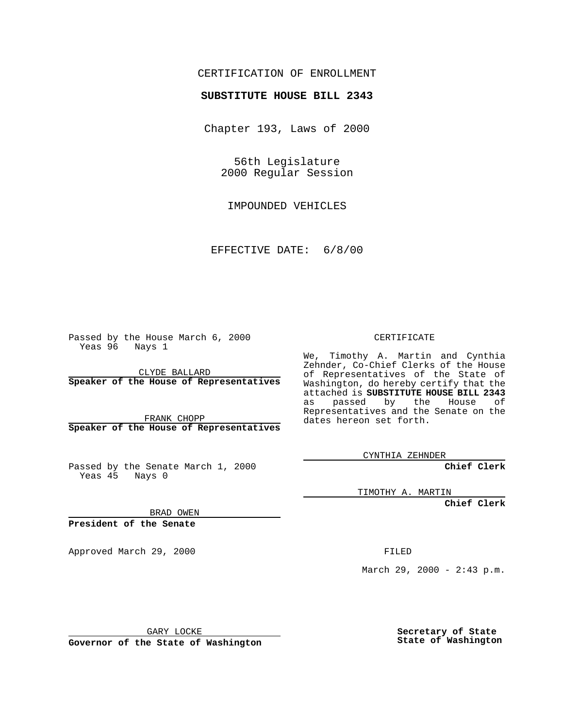CERTIFICATION OF ENROLLMENT

**SUBSTITUTE HOUSE BILL 2343**

Chapter 193, Laws of 2000

56th Legislature
2000 Regular Session

IMPOUNDED VEHICLES

EFFECTIVE DATE: 6/8/00

Passed by the House March 6, 2000
Yeas 96 Nays 1

CLYDE BALLARD
**Speaker of the House of Representatives**

FRANK CHOPP
**Speaker of the House of Representatives**

Passed by the Senate March 1, 2000
Yeas 45 Nays 0

BRAD OWEN
**President of the Senate**

Approved March 29, 2000

GARY LOCKE
**Governor of the State of Washington**

CERTIFICATE

We, Timothy A. Martin and Cynthia Zehnder, Co-Chief Clerks of the House of Representatives of the State of Washington, do hereby certify that the attached is **SUBSTITUTE HOUSE BILL 2343** as passed by the House of Representatives and the Senate on the dates hereon set forth.

CYNTHIA ZEHNDER
**Chief Clerk**

TIMOTHY A. MARTIN
**Chief Clerk**

FILED

March 29, 2000 - 2:43 p.m.

**Secretary of State**
**State of Washington**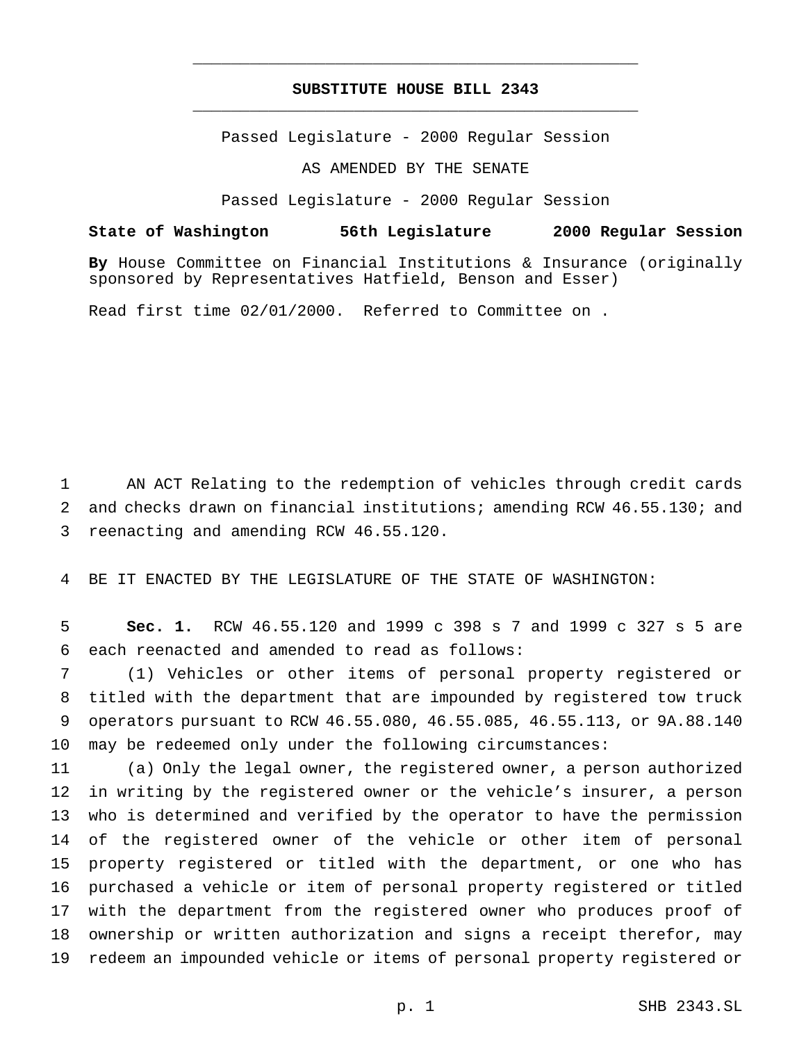# SUBSTITUTE HOUSE BILL 2343

Passed Legislature - 2000 Regular Session

AS AMENDED BY THE SENATE

Passed Legislature - 2000 Regular Session

**State of Washington 56th Legislature 2000 Regular Session**

**By** House Committee on Financial Institutions & Insurance (originally sponsored by Representatives Hatfield, Benson and Esser)

Read first time 02/01/2000. Referred to Committee on .

AN ACT Relating to the redemption of vehicles through credit cards and checks drawn on financial institutions; amending RCW 46.55.130; and reenacting and amending RCW 46.55.120.

BE IT ENACTED BY THE LEGISLATURE OF THE STATE OF WASHINGTON:

**Sec. 1.** RCW 46.55.120 and 1999 c 398 s 7 and 1999 c 327 s 5 are each reenacted and amended to read as follows:

(1) Vehicles or other items of personal property registered or titled with the department that are impounded by registered tow truck operators pursuant to RCW 46.55.080, 46.55.085, 46.55.113, or 9A.88.140 may be redeemed only under the following circumstances:

(a) Only the legal owner, the registered owner, a person authorized in writing by the registered owner or the vehicle's insurer, a person who is determined and verified by the operator to have the permission of the registered owner of the vehicle or other item of personal property registered or titled with the department, or one who has purchased a vehicle or item of personal property registered or titled with the department from the registered owner who produces proof of ownership or written authorization and signs a receipt therefor, may redeem an impounded vehicle or items of personal property registered or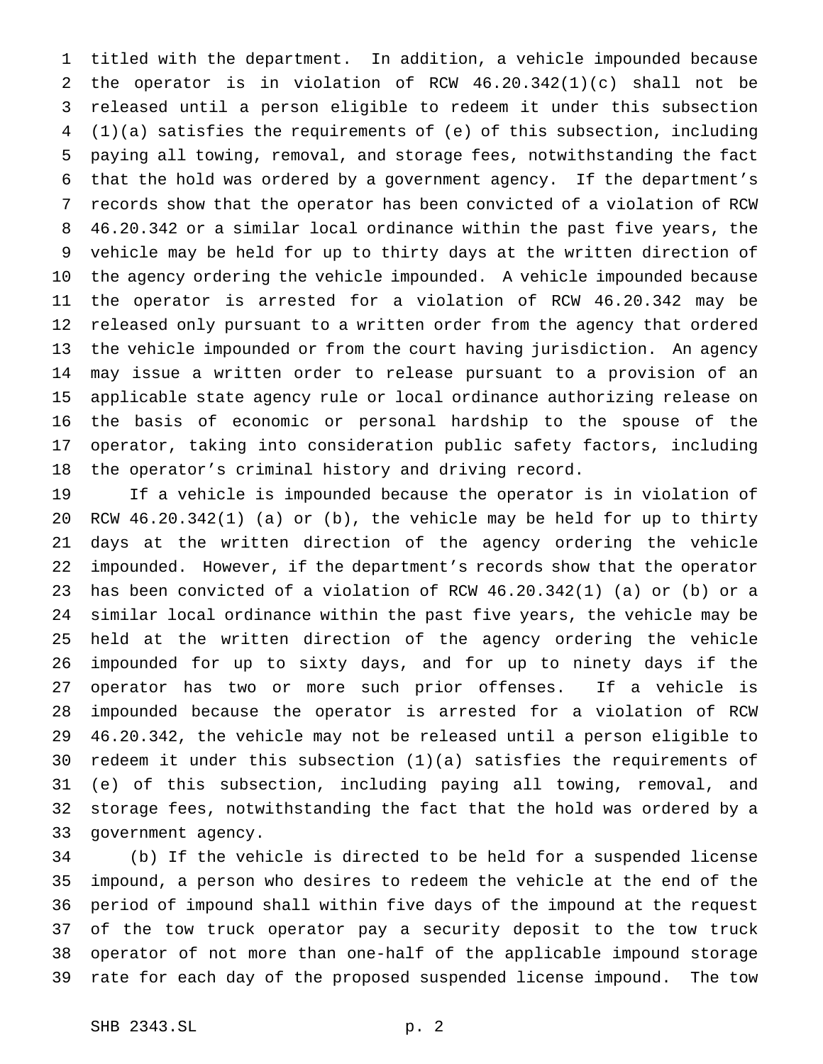titled with the department. In addition, a vehicle impounded because the operator is in violation of RCW 46.20.342(1)(c) shall not be released until a person eligible to redeem it under this subsection (1)(a) satisfies the requirements of (e) of this subsection, including paying all towing, removal, and storage fees, notwithstanding the fact that the hold was ordered by a government agency. If the department's records show that the operator has been convicted of a violation of RCW 46.20.342 or a similar local ordinance within the past five years, the vehicle may be held for up to thirty days at the written direction of the agency ordering the vehicle impounded. A vehicle impounded because the operator is arrested for a violation of RCW 46.20.342 may be released only pursuant to a written order from the agency that ordered the vehicle impounded or from the court having jurisdiction. An agency may issue a written order to release pursuant to a provision of an applicable state agency rule or local ordinance authorizing release on the basis of economic or personal hardship to the spouse of the operator, taking into consideration public safety factors, including the operator's criminal history and driving record.

If a vehicle is impounded because the operator is in violation of RCW 46.20.342(1) (a) or (b), the vehicle may be held for up to thirty days at the written direction of the agency ordering the vehicle impounded. However, if the department's records show that the operator has been convicted of a violation of RCW 46.20.342(1) (a) or (b) or a similar local ordinance within the past five years, the vehicle may be held at the written direction of the agency ordering the vehicle impounded for up to sixty days, and for up to ninety days if the operator has two or more such prior offenses. If a vehicle is impounded because the operator is arrested for a violation of RCW 46.20.342, the vehicle may not be released until a person eligible to redeem it under this subsection (1)(a) satisfies the requirements of (e) of this subsection, including paying all towing, removal, and storage fees, notwithstanding the fact that the hold was ordered by a government agency.

(b) If the vehicle is directed to be held for a suspended license impound, a person who desires to redeem the vehicle at the end of the period of impound shall within five days of the impound at the request of the tow truck operator pay a security deposit to the tow truck operator of not more than one-half of the applicable impound storage rate for each day of the proposed suspended license impound. The tow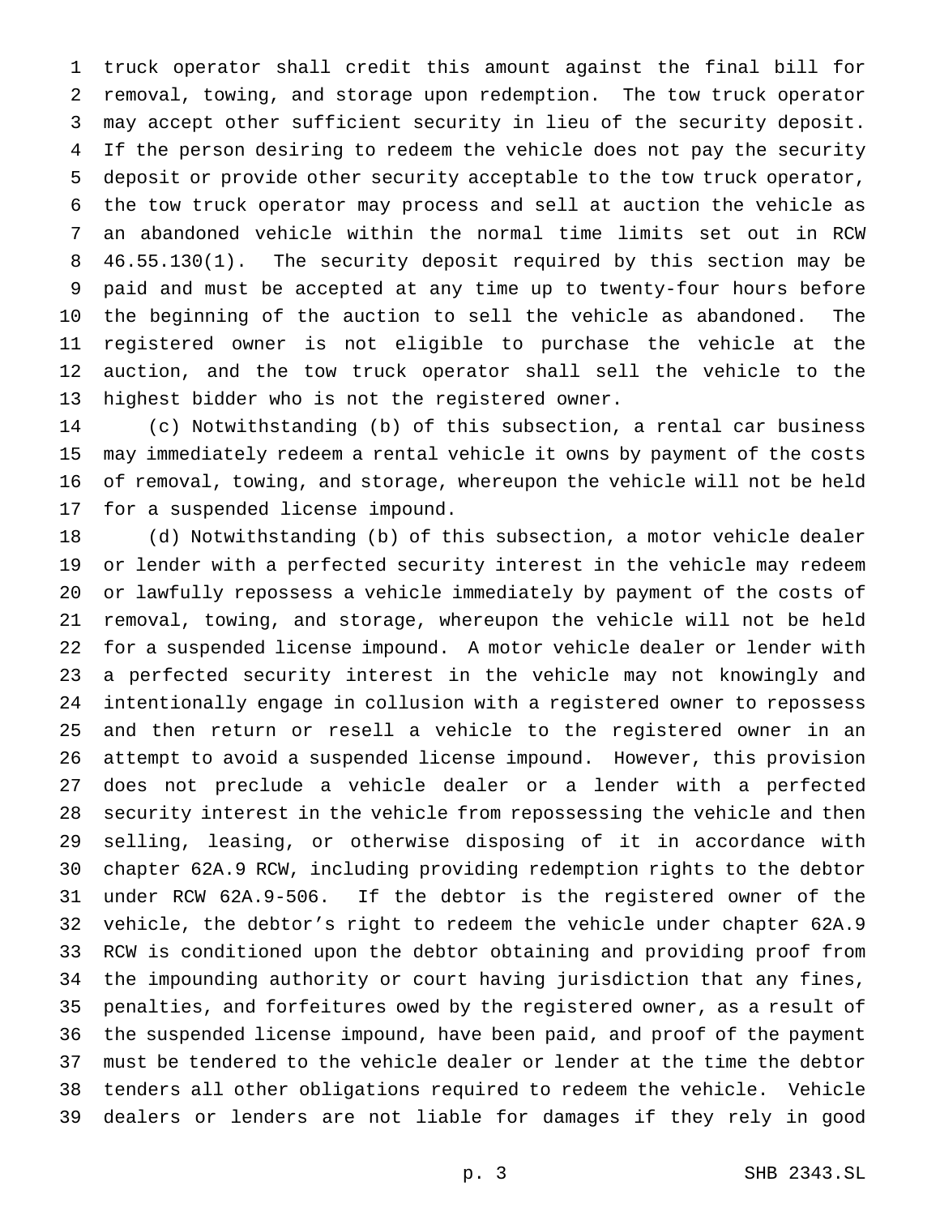truck operator shall credit this amount against the final bill for removal, towing, and storage upon redemption. The tow truck operator may accept other sufficient security in lieu of the security deposit. If the person desiring to redeem the vehicle does not pay the security deposit or provide other security acceptable to the tow truck operator, the tow truck operator may process and sell at auction the vehicle as an abandoned vehicle within the normal time limits set out in RCW 46.55.130(1). The security deposit required by this section may be paid and must be accepted at any time up to twenty-four hours before the beginning of the auction to sell the vehicle as abandoned. The registered owner is not eligible to purchase the vehicle at the auction, and the tow truck operator shall sell the vehicle to the highest bidder who is not the registered owner.

(c) Notwithstanding (b) of this subsection, a rental car business may immediately redeem a rental vehicle it owns by payment of the costs of removal, towing, and storage, whereupon the vehicle will not be held for a suspended license impound.

(d) Notwithstanding (b) of this subsection, a motor vehicle dealer or lender with a perfected security interest in the vehicle may redeem or lawfully repossess a vehicle immediately by payment of the costs of removal, towing, and storage, whereupon the vehicle will not be held for a suspended license impound. A motor vehicle dealer or lender with a perfected security interest in the vehicle may not knowingly and intentionally engage in collusion with a registered owner to repossess and then return or resell a vehicle to the registered owner in an attempt to avoid a suspended license impound. However, this provision does not preclude a vehicle dealer or a lender with a perfected security interest in the vehicle from repossessing the vehicle and then selling, leasing, or otherwise disposing of it in accordance with chapter 62A.9 RCW, including providing redemption rights to the debtor under RCW 62A.9-506. If the debtor is the registered owner of the vehicle, the debtor's right to redeem the vehicle under chapter 62A.9 RCW is conditioned upon the debtor obtaining and providing proof from the impounding authority or court having jurisdiction that any fines, penalties, and forfeitures owed by the registered owner, as a result of the suspended license impound, have been paid, and proof of the payment must be tendered to the vehicle dealer or lender at the time the debtor tenders all other obligations required to redeem the vehicle. Vehicle dealers or lenders are not liable for damages if they rely in good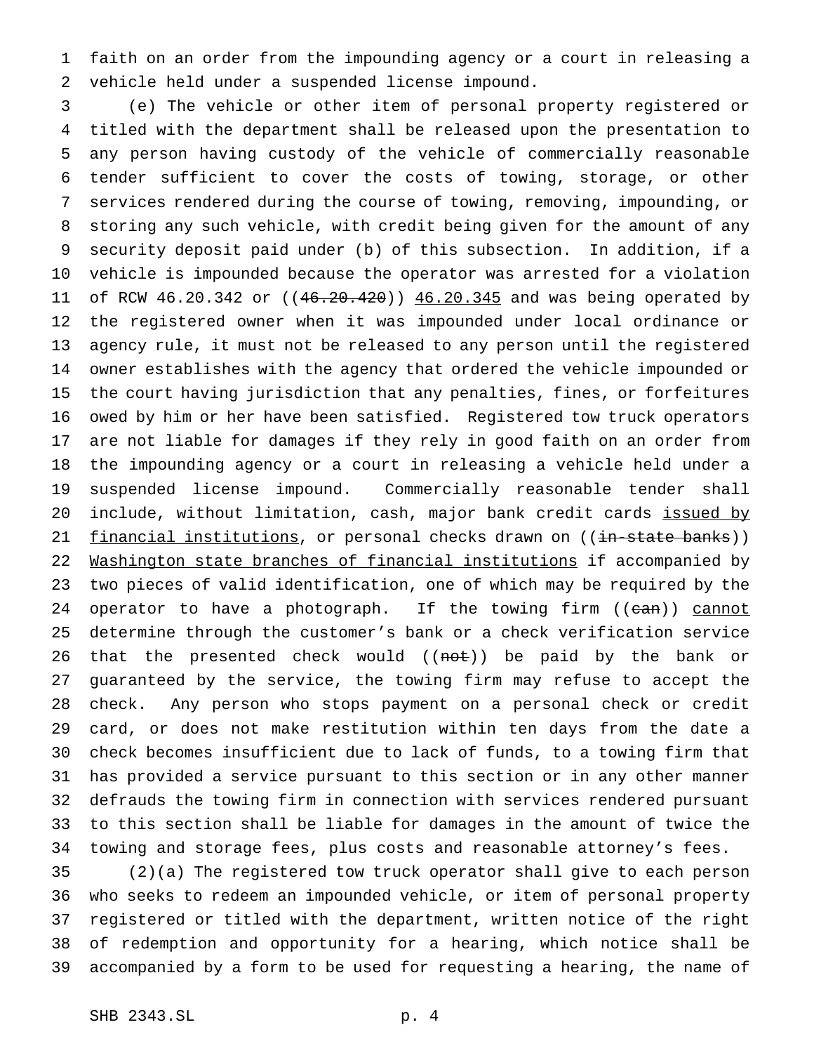faith on an order from the impounding agency or a court in releasing a vehicle held under a suspended license impound.

(e) The vehicle or other item of personal property registered or titled with the department shall be released upon the presentation to any person having custody of the vehicle of commercially reasonable tender sufficient to cover the costs of towing, storage, or other services rendered during the course of towing, removing, impounding, or storing any such vehicle, with credit being given for the amount of any security deposit paid under (b) of this subsection. In addition, if a vehicle is impounded because the operator was arrested for a violation of RCW 46.20.342 or ((~~46.20.420~~)) <u>46.20.345</u> and was being operated by the registered owner when it was impounded under local ordinance or agency rule, it must not be released to any person until the registered owner establishes with the agency that ordered the vehicle impounded or the court having jurisdiction that any penalties, fines, or forfeitures owed by him or her have been satisfied. Registered tow truck operators are not liable for damages if they rely in good faith on an order from the impounding agency or a court in releasing a vehicle held under a suspended license impound. Commercially reasonable tender shall include, without limitation, cash, major bank credit cards <u>issued by financial institutions</u>, or personal checks drawn on ((~~in-state banks~~)) <u>Washington state branches of financial institutions</u> if accompanied by two pieces of valid identification, one of which may be required by the operator to have a photograph. If the towing firm ((~~can~~)) <u>cannot</u> determine through the customer's bank or a check verification service that the presented check would ((~~not~~)) be paid by the bank or guaranteed by the service, the towing firm may refuse to accept the check. Any person who stops payment on a personal check or credit card, or does not make restitution within ten days from the date a check becomes insufficient due to lack of funds, to a towing firm that has provided a service pursuant to this section or in any other manner defrauds the towing firm in connection with services rendered pursuant to this section shall be liable for damages in the amount of twice the towing and storage fees, plus costs and reasonable attorney's fees.

(2)(a) The registered tow truck operator shall give to each person who seeks to redeem an impounded vehicle, or item of personal property registered or titled with the department, written notice of the right of redemption and opportunity for a hearing, which notice shall be accompanied by a form to be used for requesting a hearing, the name of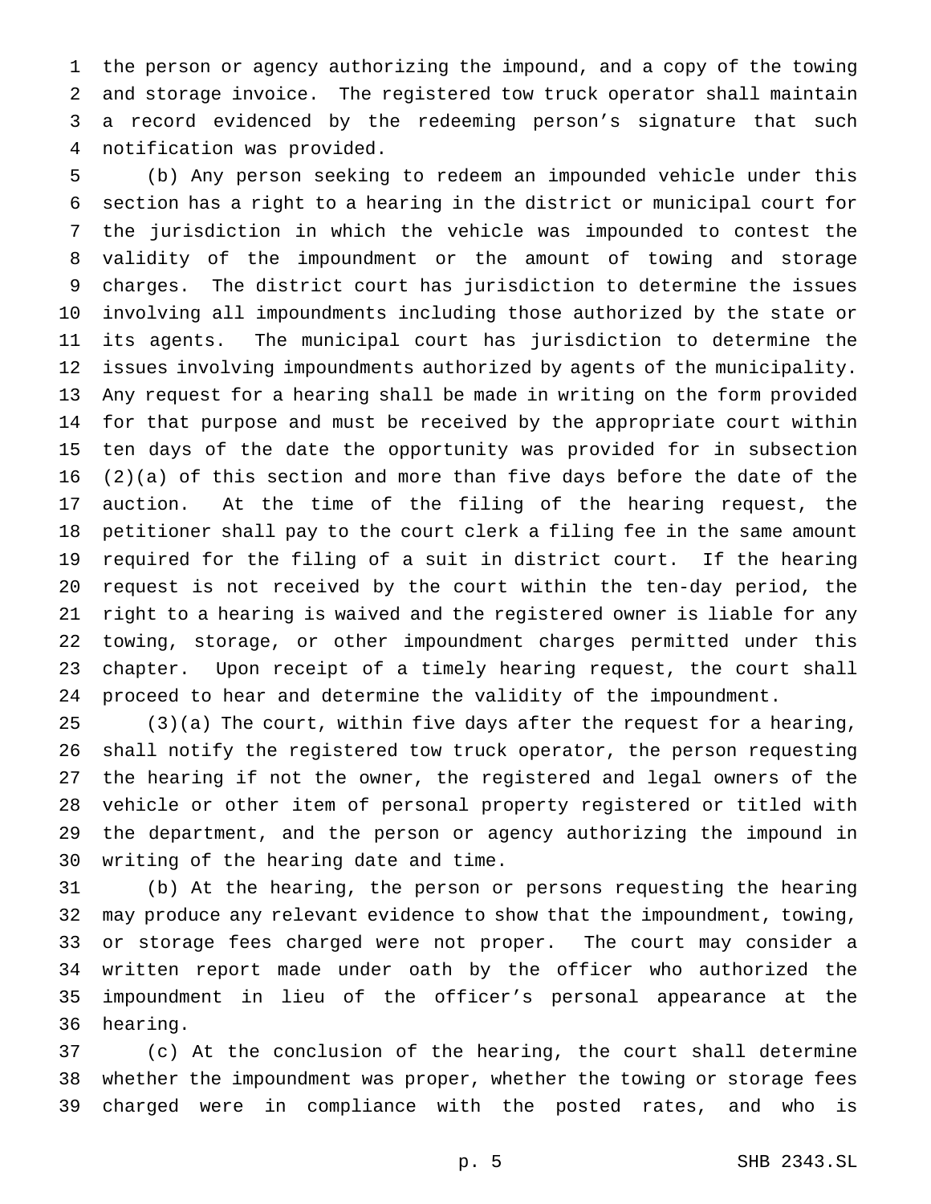the person or agency authorizing the impound, and a copy of the towing and storage invoice. The registered tow truck operator shall maintain a record evidenced by the redeeming person's signature that such notification was provided.

(b) Any person seeking to redeem an impounded vehicle under this section has a right to a hearing in the district or municipal court for the jurisdiction in which the vehicle was impounded to contest the validity of the impoundment or the amount of towing and storage charges. The district court has jurisdiction to determine the issues involving all impoundments including those authorized by the state or its agents. The municipal court has jurisdiction to determine the issues involving impoundments authorized by agents of the municipality. Any request for a hearing shall be made in writing on the form provided for that purpose and must be received by the appropriate court within ten days of the date the opportunity was provided for in subsection (2)(a) of this section and more than five days before the date of the auction. At the time of the filing of the hearing request, the petitioner shall pay to the court clerk a filing fee in the same amount required for the filing of a suit in district court. If the hearing request is not received by the court within the ten-day period, the right to a hearing is waived and the registered owner is liable for any towing, storage, or other impoundment charges permitted under this chapter. Upon receipt of a timely hearing request, the court shall proceed to hear and determine the validity of the impoundment.

(3)(a) The court, within five days after the request for a hearing, shall notify the registered tow truck operator, the person requesting the hearing if not the owner, the registered and legal owners of the vehicle or other item of personal property registered or titled with the department, and the person or agency authorizing the impound in writing of the hearing date and time.

(b) At the hearing, the person or persons requesting the hearing may produce any relevant evidence to show that the impoundment, towing, or storage fees charged were not proper. The court may consider a written report made under oath by the officer who authorized the impoundment in lieu of the officer's personal appearance at the hearing.

(c) At the conclusion of the hearing, the court shall determine whether the impoundment was proper, whether the towing or storage fees charged were in compliance with the posted rates, and who is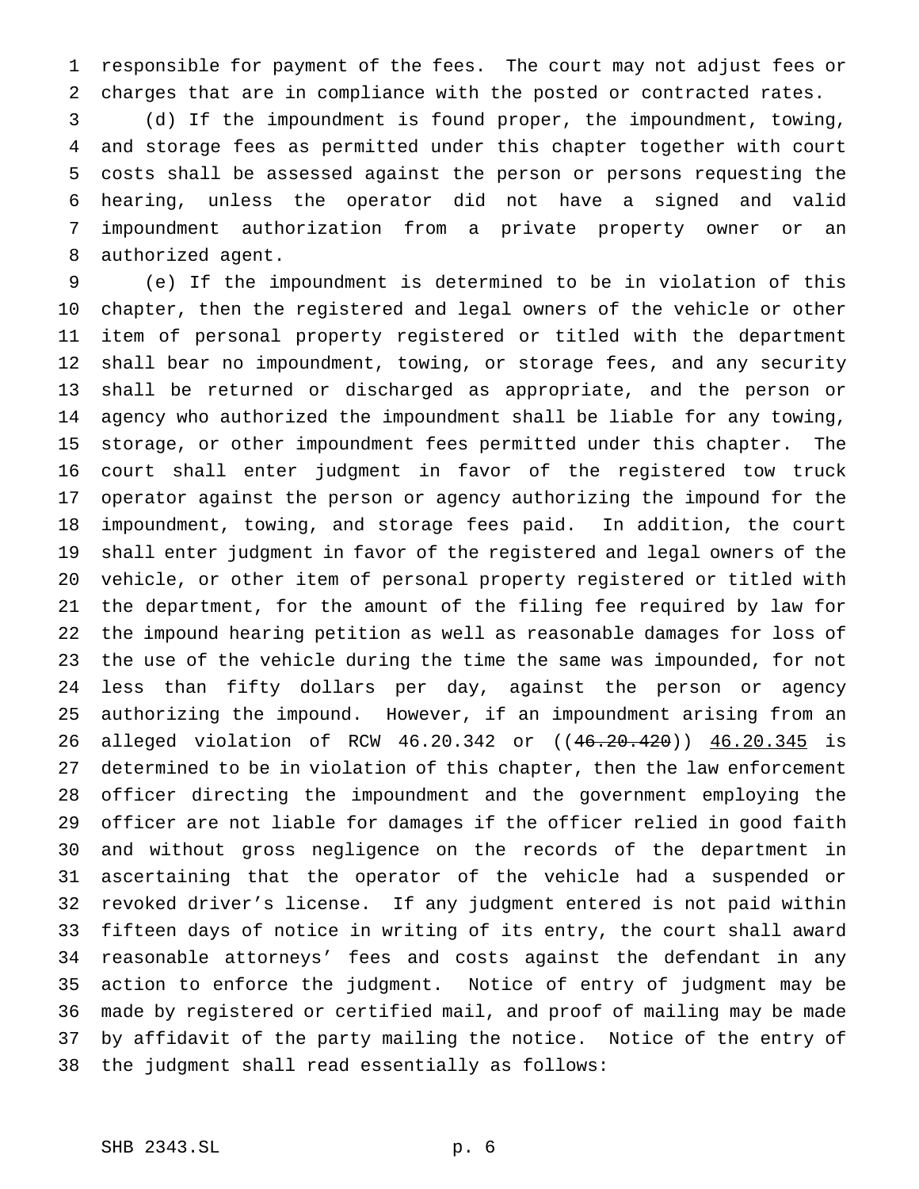responsible for payment of the fees. The court may not adjust fees or charges that are in compliance with the posted or contracted rates.

(d) If the impoundment is found proper, the impoundment, towing, and storage fees as permitted under this chapter together with court costs shall be assessed against the person or persons requesting the hearing, unless the operator did not have a signed and valid impoundment authorization from a private property owner or an authorized agent.

(e) If the impoundment is determined to be in violation of this chapter, then the registered and legal owners of the vehicle or other item of personal property registered or titled with the department shall bear no impoundment, towing, or storage fees, and any security shall be returned or discharged as appropriate, and the person or agency who authorized the impoundment shall be liable for any towing, storage, or other impoundment fees permitted under this chapter. The court shall enter judgment in favor of the registered tow truck operator against the person or agency authorizing the impound for the impoundment, towing, and storage fees paid. In addition, the court shall enter judgment in favor of the registered and legal owners of the vehicle, or other item of personal property registered or titled with the department, for the amount of the filing fee required by law for the impound hearing petition as well as reasonable damages for loss of the use of the vehicle during the time the same was impounded, for not less than fifty dollars per day, against the person or agency authorizing the impound. However, if an impoundment arising from an alleged violation of RCW 46.20.342 or ((~~46.20.420~~)) <u>46.20.345</u> is determined to be in violation of this chapter, then the law enforcement officer directing the impoundment and the government employing the officer are not liable for damages if the officer relied in good faith and without gross negligence on the records of the department in ascertaining that the operator of the vehicle had a suspended or revoked driver's license. If any judgment entered is not paid within fifteen days of notice in writing of its entry, the court shall award reasonable attorneys' fees and costs against the defendant in any action to enforce the judgment. Notice of entry of judgment may be made by registered or certified mail, and proof of mailing may be made by affidavit of the party mailing the notice. Notice of the entry of the judgment shall read essentially as follows: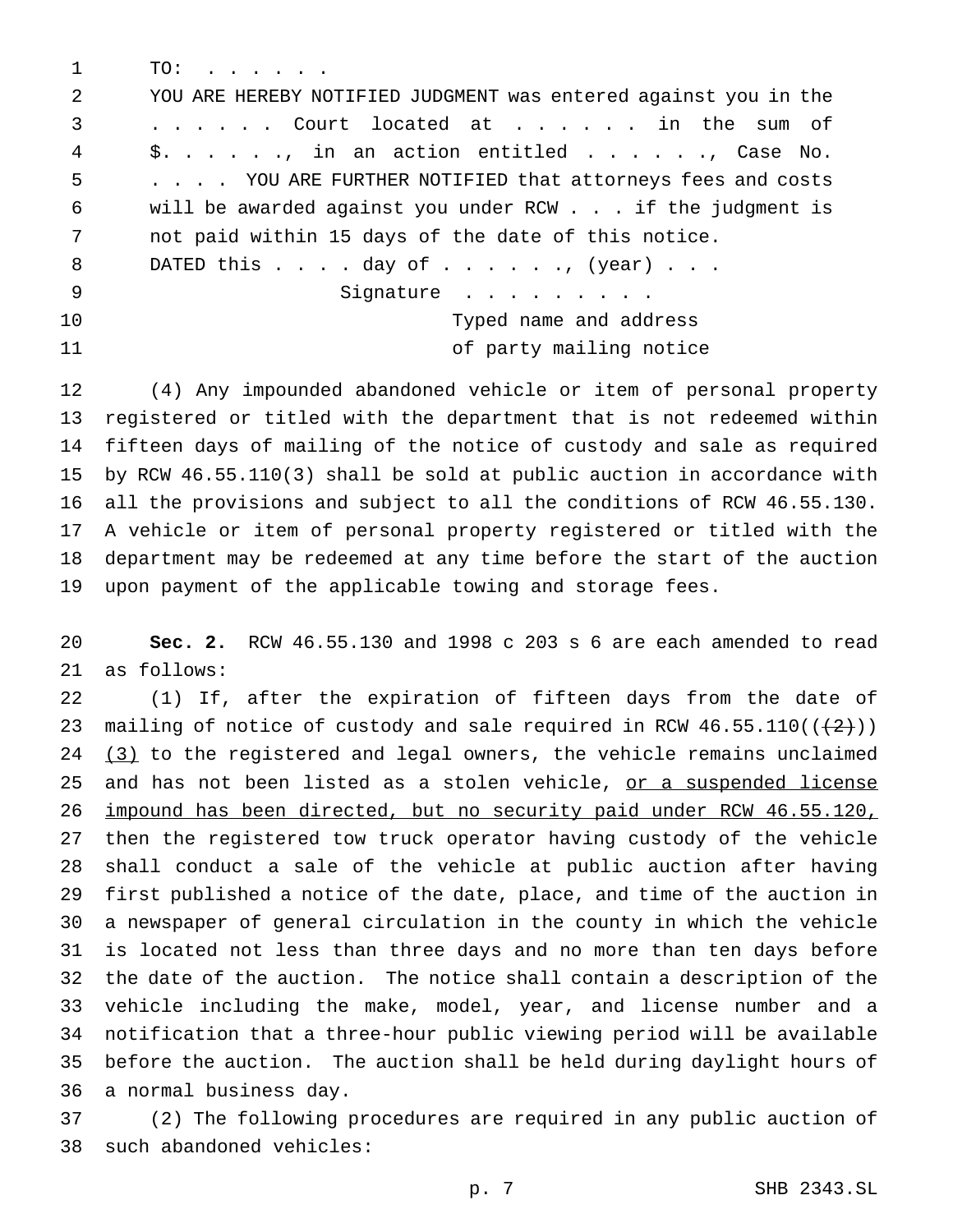TO: . . . . . .

YOU ARE HEREBY NOTIFIED JUDGMENT was entered against you in the . . . . . . Court located at . . . . . . in the sum of $. . . . . ., in an action entitled . . . . . ., Case No. . . . . YOU ARE FURTHER NOTIFIED that attorneys fees and costs will be awarded against you under RCW . . . if the judgment is not paid within 15 days of the date of this notice.

DATED this . . . . day of . . . . . ., (year) . . .

Signature . . . . . . . . .
Typed name and address
of party mailing notice

(4) Any impounded abandoned vehicle or item of personal property registered or titled with the department that is not redeemed within fifteen days of mailing of the notice of custody and sale as required by RCW 46.55.110(3) shall be sold at public auction in accordance with all the provisions and subject to all the conditions of RCW 46.55.130. A vehicle or item of personal property registered or titled with the department may be redeemed at any time before the start of the auction upon payment of the applicable towing and storage fees.

**Sec. 2.** RCW 46.55.130 and 1998 c 203 s 6 are each amended to read as follows:

(1) If, after the expiration of fifteen days from the date of mailing of notice of custody and sale required in RCW 46.55.110(( ~~(2)~~ )) <u>(3)</u> to the registered and legal owners, the vehicle remains unclaimed and has not been listed as a stolen vehicle, <u>or a suspended license impound has been directed, but no security paid under RCW 46.55.120,</u> then the registered tow truck operator having custody of the vehicle shall conduct a sale of the vehicle at public auction after having first published a notice of the date, place, and time of the auction in a newspaper of general circulation in the county in which the vehicle is located not less than three days and no more than ten days before the date of the auction. The notice shall contain a description of the vehicle including the make, model, year, and license number and a notification that a three-hour public viewing period will be available before the auction. The auction shall be held during daylight hours of a normal business day.

(2) The following procedures are required in any public auction of such abandoned vehicles: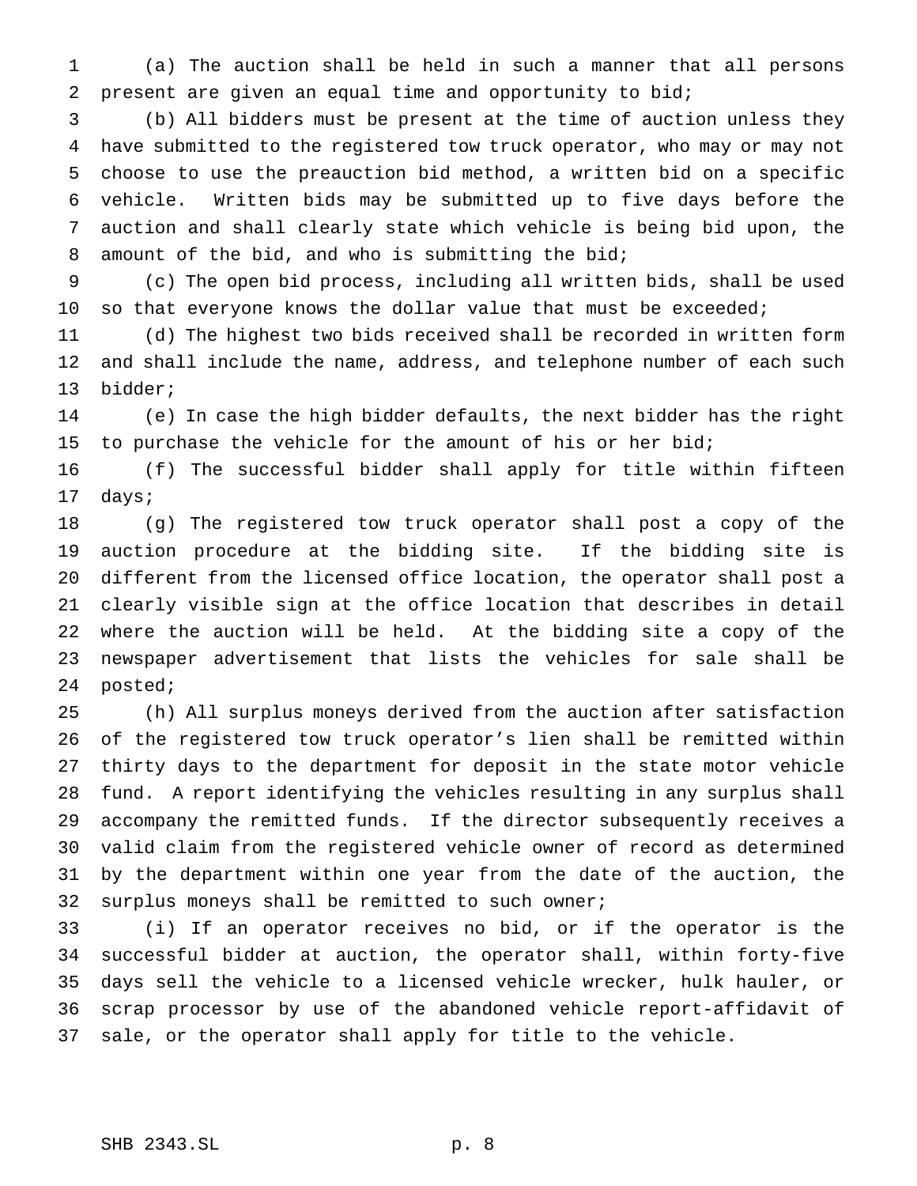(a) The auction shall be held in such a manner that all persons present are given an equal time and opportunity to bid;

(b) All bidders must be present at the time of auction unless they have submitted to the registered tow truck operator, who may or may not choose to use the preauction bid method, a written bid on a specific vehicle. Written bids may be submitted up to five days before the auction and shall clearly state which vehicle is being bid upon, the amount of the bid, and who is submitting the bid;

(c) The open bid process, including all written bids, shall be used so that everyone knows the dollar value that must be exceeded;

(d) The highest two bids received shall be recorded in written form and shall include the name, address, and telephone number of each such bidder;

(e) In case the high bidder defaults, the next bidder has the right to purchase the vehicle for the amount of his or her bid;

(f) The successful bidder shall apply for title within fifteen days;

(g) The registered tow truck operator shall post a copy of the auction procedure at the bidding site. If the bidding site is different from the licensed office location, the operator shall post a clearly visible sign at the office location that describes in detail where the auction will be held. At the bidding site a copy of the newspaper advertisement that lists the vehicles for sale shall be posted;

(h) All surplus moneys derived from the auction after satisfaction of the registered tow truck operator's lien shall be remitted within thirty days to the department for deposit in the state motor vehicle fund. A report identifying the vehicles resulting in any surplus shall accompany the remitted funds. If the director subsequently receives a valid claim from the registered vehicle owner of record as determined by the department within one year from the date of the auction, the surplus moneys shall be remitted to such owner;

(i) If an operator receives no bid, or if the operator is the successful bidder at auction, the operator shall, within forty-five days sell the vehicle to a licensed vehicle wrecker, hulk hauler, or scrap processor by use of the abandoned vehicle report-affidavit of sale, or the operator shall apply for title to the vehicle.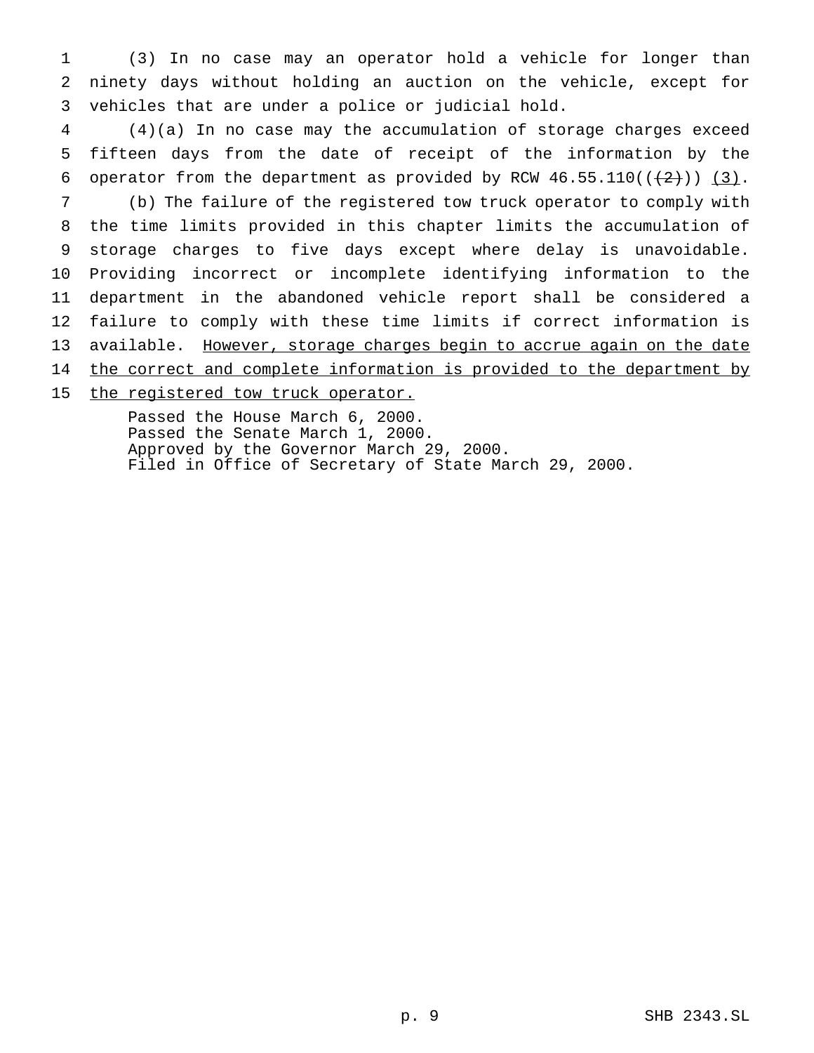(3) In no case may an operator hold a vehicle for longer than ninety days without holding an auction on the vehicle, except for vehicles that are under a police or judicial hold.

(4)(a) In no case may the accumulation of storage charges exceed fifteen days from the date of receipt of the information by the operator from the department as provided by RCW 46.55.110((~~(2)~~)) <u>(3)</u>.

(b) The failure of the registered tow truck operator to comply with the time limits provided in this chapter limits the accumulation of storage charges to five days except where delay is unavoidable. Providing incorrect or incomplete identifying information to the department in the abandoned vehicle report shall be considered a failure to comply with these time limits if correct information is available. <u>However, storage charges begin to accrue again on the date the correct and complete information is provided to the department by the registered tow truck operator.</u>

Passed the House March 6, 2000.
Passed the Senate March 1, 2000.
Approved by the Governor March 29, 2000.
Filed in Office of Secretary of State March 29, 2000.